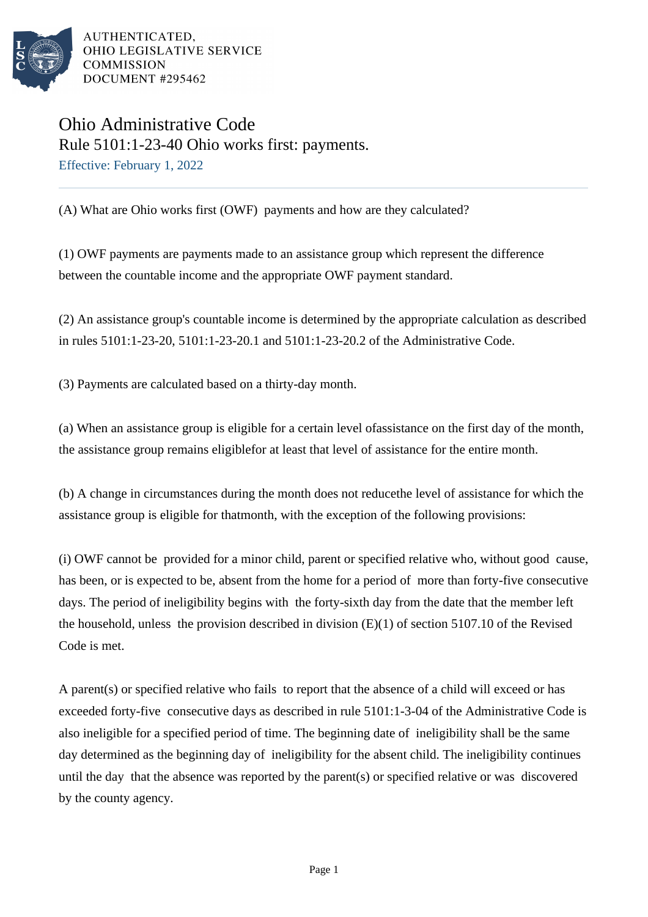AUTHENTICATED,
OHIO LEGISLATIVE SERVICE
COMMISSION
DOCUMENT #295462

# Ohio Administrative Code

## Rule 5101:1-23-40 Ohio works first: payments.

Effective: February 1, 2022

---

(A) What are Ohio works first (OWF) payments and how are they calculated?

(1) OWF payments are payments made to an assistance group which represent the difference between the countable income and the appropriate OWF payment standard.

(2) An assistance group's countable income is determined by the appropriate calculation as described in rules 5101:1-23-20, 5101:1-23-20.1 and 5101:1-23-20.2 of the Administrative Code.

(3) Payments are calculated based on a thirty-day month.

(a) When an assistance group is eligible for a certain level ofassistance on the first day of the month, the assistance group remains eligiblefor at least that level of assistance for the entire month.

(b) A change in circumstances during the month does not reducethe level of assistance for which the assistance group is eligible for thatmonth, with the exception of the following provisions:

(i) OWF cannot be provided for a minor child, parent or specified relative who, without good cause, has been, or is expected to be, absent from the home for a period of more than forty-five consecutive days. The period of ineligibility begins with the forty-sixth day from the date that the member left the household, unless the provision described in division (E)(1) of section 5107.10 of the Revised Code is met.

A parent(s) or specified relative who fails to report that the absence of a child will exceed or has exceeded forty-five consecutive days as described in rule 5101:1-3-04 of the Administrative Code is also ineligible for a specified period of time. The beginning date of ineligibility shall be the same day determined as the beginning day of ineligibility for the absent child. The ineligibility continues until the day that the absence was reported by the parent(s) or specified relative or was discovered by the county agency.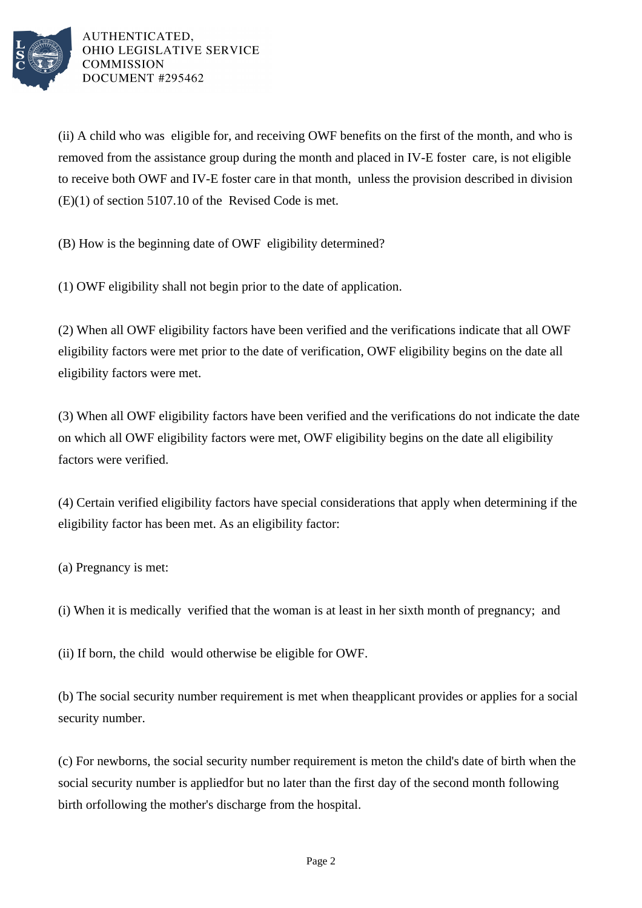(ii) A child who was eligible for, and receiving OWF benefits on the first of the month, and who is removed from the assistance group during the month and placed in IV-E foster care, is not eligible to receive both OWF and IV-E foster care in that month, unless the provision described in division (E)(1) of section 5107.10 of the Revised Code is met.

(B) How is the beginning date of OWF eligibility determined?

(1) OWF eligibility shall not begin prior to the date of application.

(2) When all OWF eligibility factors have been verified and the verifications indicate that all OWF eligibility factors were met prior to the date of verification, OWF eligibility begins on the date all eligibility factors were met.

(3) When all OWF eligibility factors have been verified and the verifications do not indicate the date on which all OWF eligibility factors were met, OWF eligibility begins on the date all eligibility factors were verified.

(4) Certain verified eligibility factors have special considerations that apply when determining if the eligibility factor has been met. As an eligibility factor:

(a) Pregnancy is met:

(i) When it is medically verified that the woman is at least in her sixth month of pregnancy; and

(ii) If born, the child would otherwise be eligible for OWF.

(b) The social security number requirement is met when theapplicant provides or applies for a social security number.

(c) For newborns, the social security number requirement is meton the child's date of birth when the social security number is appliedfor but no later than the first day of the second month following birth orfollowing the mother's discharge from the hospital.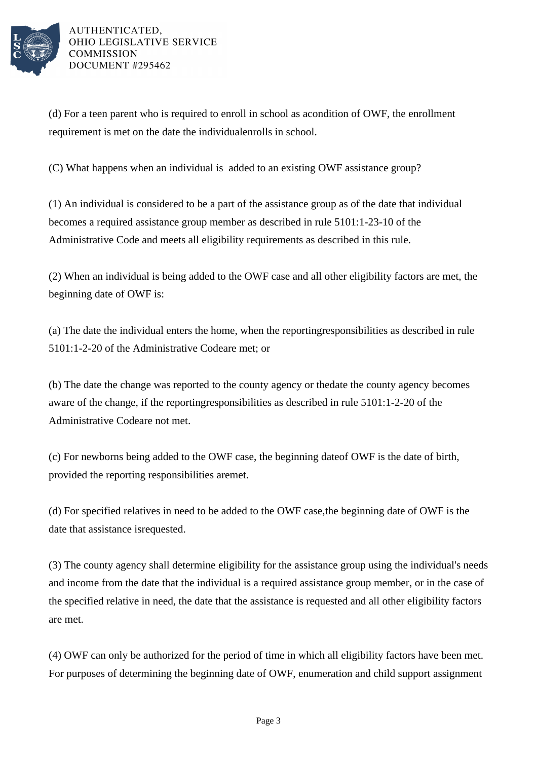(d) For a teen parent who is required to enroll in school as acondition of OWF, the enrollment requirement is met on the date the individualenrolls in school.

(C) What happens when an individual is  added to an existing OWF assistance group?

(1) An individual is considered to be a part of the assistance group as of the date that individual becomes a required assistance group member as described in rule 5101:1-23-10 of the Administrative Code and meets all eligibility requirements as described in this rule.

(2) When an individual is being added to the OWF case and all other eligibility factors are met, the beginning date of OWF is:

(a) The date the individual enters the home, when the reportingresponsibilities as described in rule 5101:1-2-20 of the Administrative Codeare met; or

(b) The date the change was reported to the county agency or thedate the county agency becomes aware of the change, if the reportingresponsibilities as described in rule 5101:1-2-20 of the Administrative Codeare not met.

(c) For newborns being added to the OWF case, the beginning dateof OWF is the date of birth, provided the reporting responsibilities aremet.

(d) For specified relatives in need to be added to the OWF case,the beginning date of OWF is the date that assistance isrequested.

(3) The county agency shall determine eligibility for the assistance group using the individual's needs and income from the date that the individual is a required assistance group member, or in the case of the specified relative in need, the date that the assistance is requested and all other eligibility factors are met.

(4) OWF can only be authorized for the period of time in which all eligibility factors have been met. For purposes of determining the beginning date of OWF, enumeration and child support assignment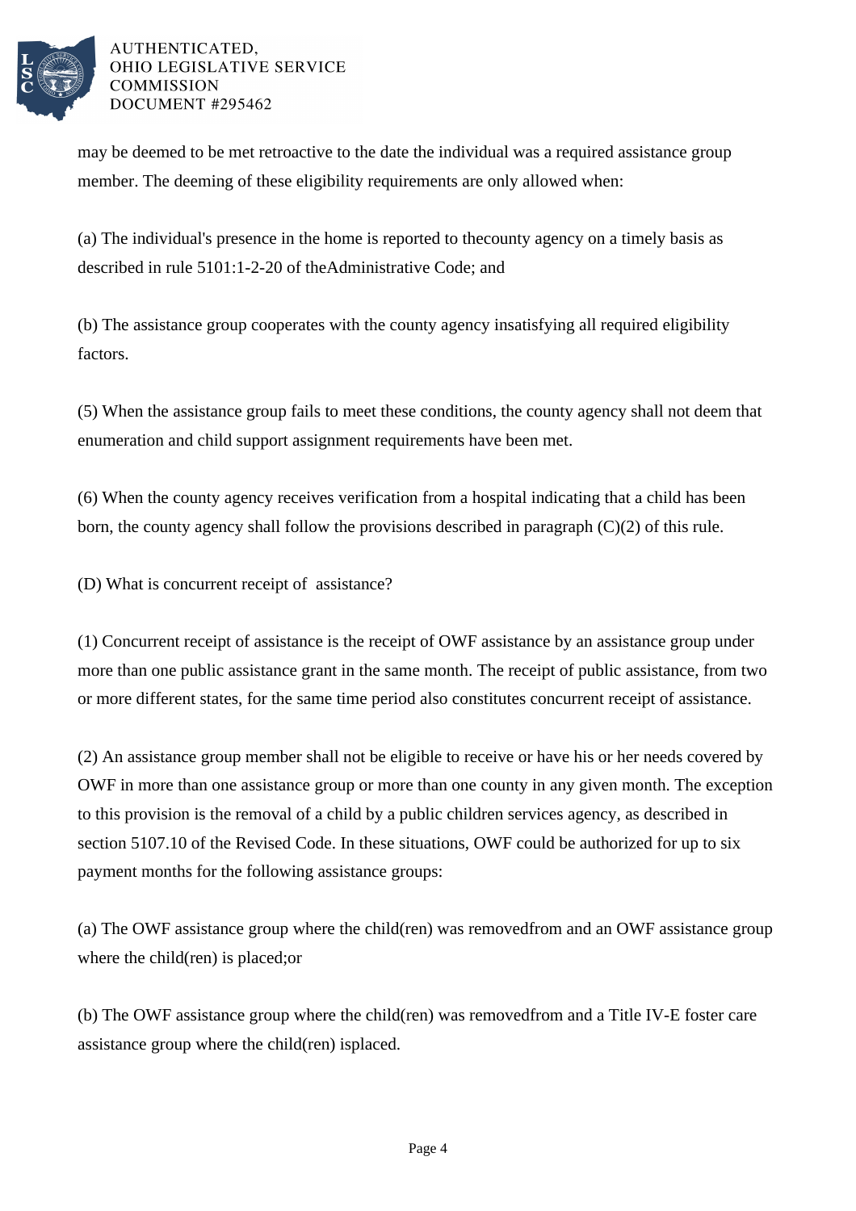may be deemed to be met retroactive to the date the individual was a required assistance group member. The deeming of these eligibility requirements are only allowed when:

(a) The individual's presence in the home is reported to thecounty agency on a timely basis as described in rule 5101:1-2-20 of theAdministrative Code; and

(b) The assistance group cooperates with the county agency insatisfying all required eligibility factors.

(5) When the assistance group fails to meet these conditions, the county agency shall not deem that enumeration and child support assignment requirements have been met.

(6) When the county agency receives verification from a hospital indicating that a child has been born, the county agency shall follow the provisions described in paragraph (C)(2) of this rule.

(D) What is concurrent receipt of assistance?

(1) Concurrent receipt of assistance is the receipt of OWF assistance by an assistance group under more than one public assistance grant in the same month. The receipt of public assistance, from two or more different states, for the same time period also constitutes concurrent receipt of assistance.

(2) An assistance group member shall not be eligible to receive or have his or her needs covered by OWF in more than one assistance group or more than one county in any given month. The exception to this provision is the removal of a child by a public children services agency, as described in section 5107.10 of the Revised Code. In these situations, OWF could be authorized for up to six payment months for the following assistance groups:

(a) The OWF assistance group where the child(ren) was removedfrom and an OWF assistance group where the child(ren) is placed;or

(b) The OWF assistance group where the child(ren) was removedfrom and a Title IV-E foster care assistance group where the child(ren) isplaced.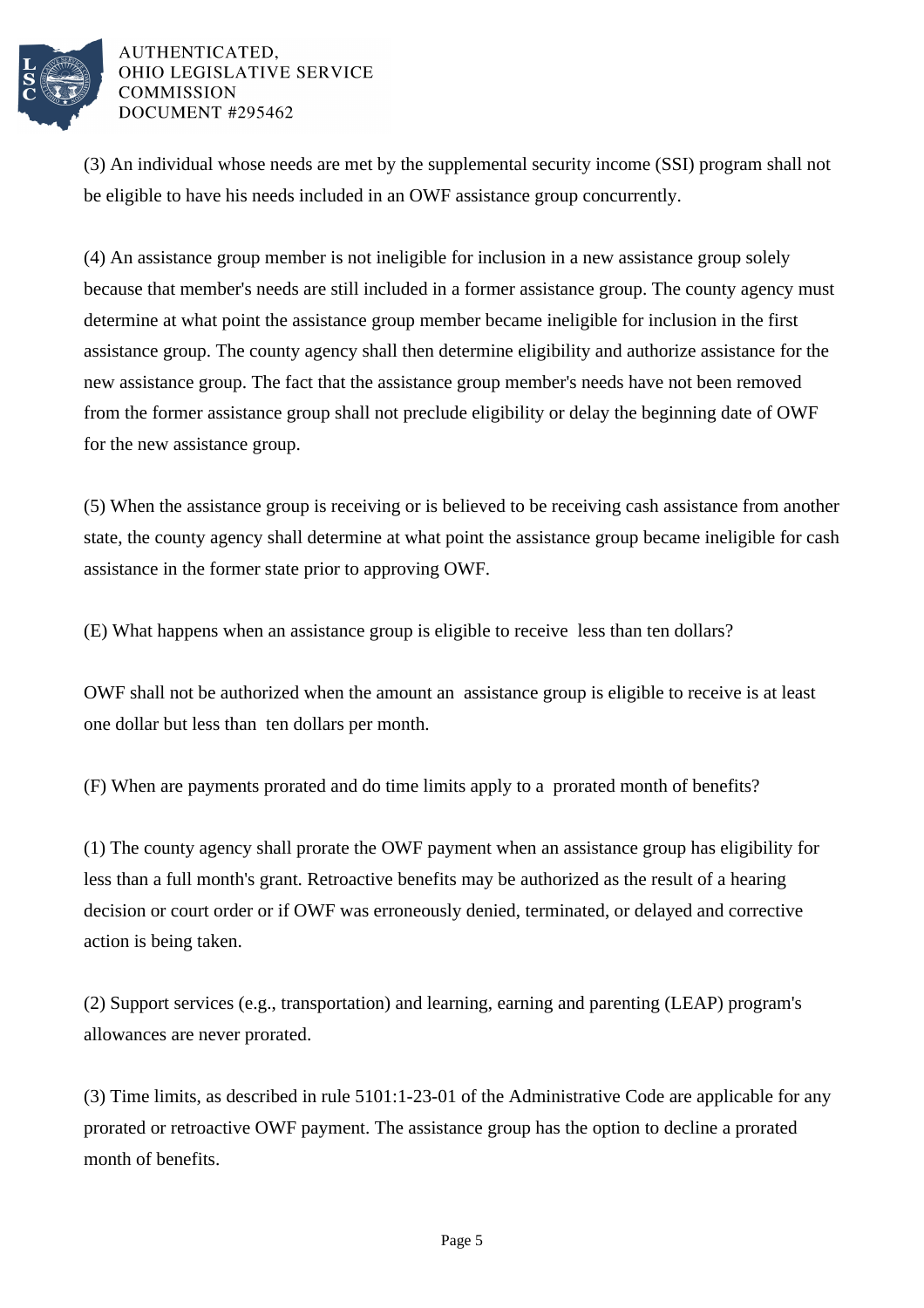(3) An individual whose needs are met by the supplemental security income (SSI) program shall not be eligible to have his needs included in an OWF assistance group concurrently.

(4) An assistance group member is not ineligible for inclusion in a new assistance group solely because that member's needs are still included in a former assistance group. The county agency must determine at what point the assistance group member became ineligible for inclusion in the first assistance group. The county agency shall then determine eligibility and authorize assistance for the new assistance group. The fact that the assistance group member's needs have not been removed from the former assistance group shall not preclude eligibility or delay the beginning date of OWF for the new assistance group.

(5) When the assistance group is receiving or is believed to be receiving cash assistance from another state, the county agency shall determine at what point the assistance group became ineligible for cash assistance in the former state prior to approving OWF.

(E) What happens when an assistance group is eligible to receive less than ten dollars?

OWF shall not be authorized when the amount an assistance group is eligible to receive is at least one dollar but less than ten dollars per month.

(F) When are payments prorated and do time limits apply to a prorated month of benefits?

(1) The county agency shall prorate the OWF payment when an assistance group has eligibility for less than a full month's grant. Retroactive benefits may be authorized as the result of a hearing decision or court order or if OWF was erroneously denied, terminated, or delayed and corrective action is being taken.

(2) Support services (e.g., transportation) and learning, earning and parenting (LEAP) program's allowances are never prorated.

(3) Time limits, as described in rule 5101:1-23-01 of the Administrative Code are applicable for any prorated or retroactive OWF payment. The assistance group has the option to decline a prorated month of benefits.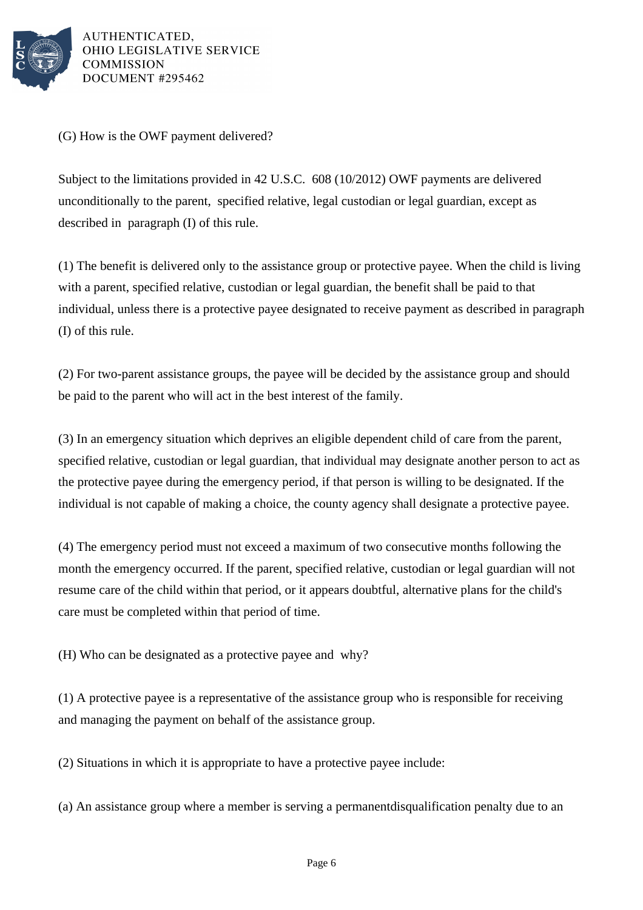(G) How is the OWF payment delivered?

Subject to the limitations provided in 42 U.S.C. 608 (10/2012) OWF payments are delivered unconditionally to the parent, specified relative, legal custodian or legal guardian, except as described in paragraph (I) of this rule.

(1) The benefit is delivered only to the assistance group or protective payee. When the child is living with a parent, specified relative, custodian or legal guardian, the benefit shall be paid to that individual, unless there is a protective payee designated to receive payment as described in paragraph (I) of this rule.

(2) For two-parent assistance groups, the payee will be decided by the assistance group and should be paid to the parent who will act in the best interest of the family.

(3) In an emergency situation which deprives an eligible dependent child of care from the parent, specified relative, custodian or legal guardian, that individual may designate another person to act as the protective payee during the emergency period, if that person is willing to be designated. If the individual is not capable of making a choice, the county agency shall designate a protective payee.

(4) The emergency period must not exceed a maximum of two consecutive months following the month the emergency occurred. If the parent, specified relative, custodian or legal guardian will not resume care of the child within that period, or it appears doubtful, alternative plans for the child's care must be completed within that period of time.

(H) Who can be designated as a protective payee and why?

(1) A protective payee is a representative of the assistance group who is responsible for receiving and managing the payment on behalf of the assistance group.

(2) Situations in which it is appropriate to have a protective payee include:

(a) An assistance group where a member is serving a permanentdisqualification penalty due to an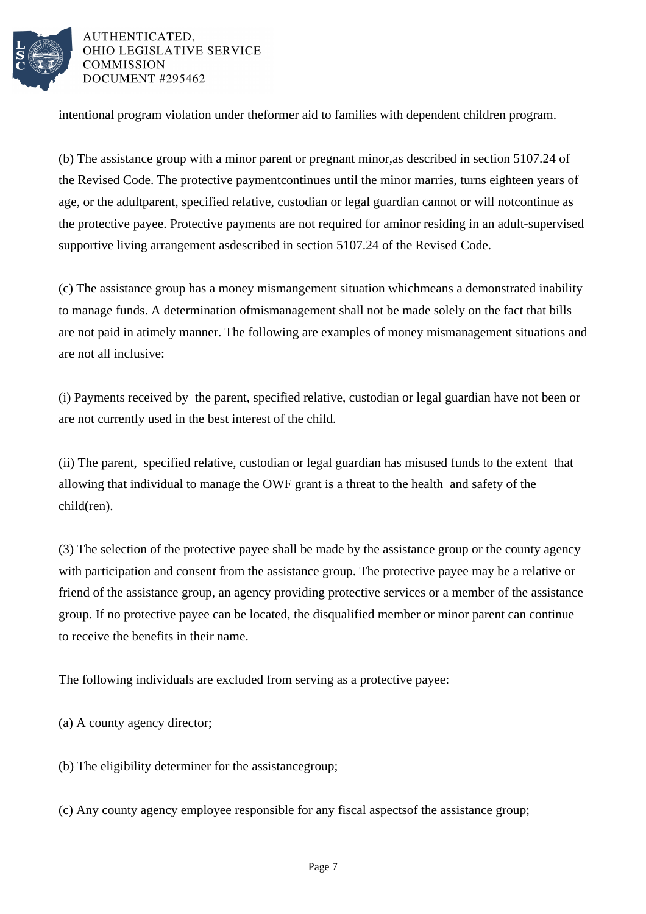intentional program violation under theformer aid to families with dependent children program.

(b) The assistance group with a minor parent or pregnant minor,as described in section 5107.24 of the Revised Code. The protective paymentcontinues until the minor marries, turns eighteen years of age, or the adultparent, specified relative, custodian or legal guardian cannot or will notcontinue as the protective payee. Protective payments are not required for aminor residing in an adult-supervised supportive living arrangement asdescribed in section 5107.24 of the Revised Code.

(c) The assistance group has a money mismangement situation whichmeans a demonstrated inability to manage funds. A determination ofmismanagement shall not be made solely on the fact that bills are not paid in atimely manner. The following are examples of money mismanagement situations and are not all inclusive:

(i) Payments received by the parent, specified relative, custodian or legal guardian have not been or are not currently used in the best interest of the child.

(ii) The parent, specified relative, custodian or legal guardian has misused funds to the extent that allowing that individual to manage the OWF grant is a threat to the health and safety of the child(ren).

(3) The selection of the protective payee shall be made by the assistance group or the county agency with participation and consent from the assistance group. The protective payee may be a relative or friend of the assistance group, an agency providing protective services or a member of the assistance group. If no protective payee can be located, the disqualified member or minor parent can continue to receive the benefits in their name.

The following individuals are excluded from serving as a protective payee:

(a) A county agency director;

(b) The eligibility determiner for the assistancegroup;

(c) Any county agency employee responsible for any fiscal aspectsof the assistance group;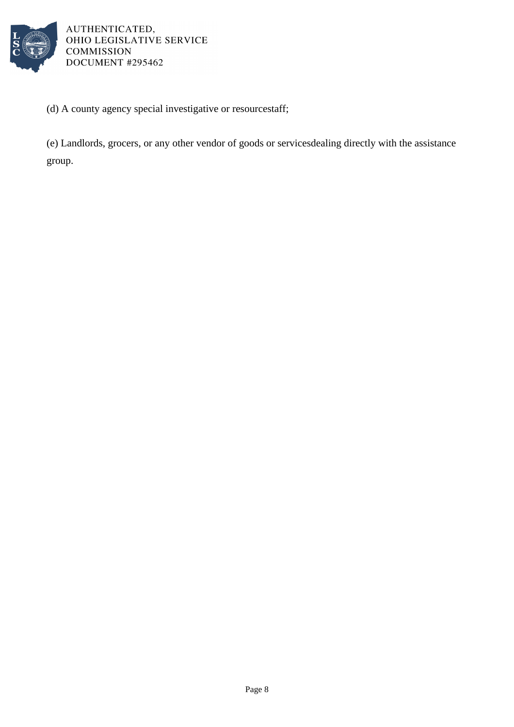(d) A county agency special investigative or resourcestaff;

(e) Landlords, grocers, or any other vendor of goods or servicesdealing directly with the assistance group.